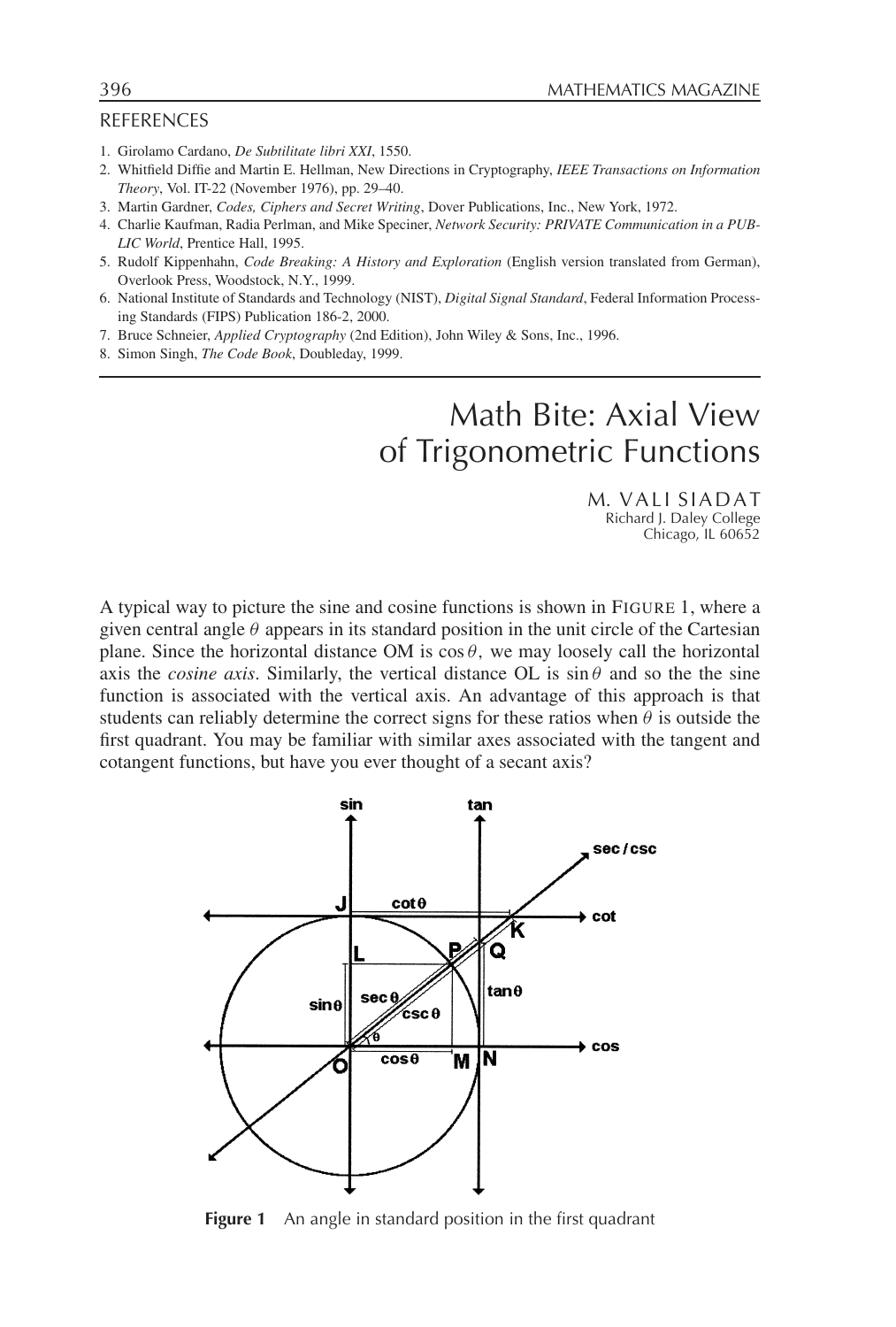## REFERENCES

1. Girolamo Cardano, *De Subtilitate libri XXI*, 1550.
2. Whitfield Diffie and Martin E. Hellman, New Directions in Cryptography, *IEEE Transactions on Information Theory*, Vol. IT-22 (November 1976), pp. 29–40.
3. Martin Gardner, *Codes, Ciphers and Secret Writing*, Dover Publications, Inc., New York, 1972.
4. Charlie Kaufman, Radia Perlman, and Mike Speciner, *Network Security: PRIVATE Communication in a PUBLIC World*, Prentice Hall, 1995.
5. Rudolf Kippenhahn, *Code Breaking: A History and Exploration* (English version translated from German), Overlook Press, Woodstock, N.Y., 1999.
6. National Institute of Standards and Technology (NIST), *Digital Signal Standard*, Federal Information Processing Standards (FIPS) Publication 186-2, 2000.
7. Bruce Schneier, *Applied Cryptography* (2nd Edition), John Wiley & Sons, Inc., 1996.
8. Simon Singh, *The Code Book*, Doubleday, 1999.

# Math Bite: Axial View of Trigonometric Functions

M. VALI SIADAT
Richard J. Daley College
Chicago, IL 60652

A typical way to picture the sine and cosine functions is shown in FIGURE 1, where a given central angle $\theta$ appears in its standard position in the unit circle of the Cartesian plane. Since the horizontal distance OM is $\cos\theta$, we may loosely call the horizontal axis the *cosine axis*. Similarly, the vertical distance OL is $\sin\theta$ and so the the sine function is associated with the vertical axis. An advantage of this approach is that students can reliably determine the correct signs for these ratios when $\theta$ is outside the first quadrant. You may be familiar with similar axes associated with the tangent and cotangent functions, but have you ever thought of a secant axis?

**Figure 1** An angle in standard position in the first quadrant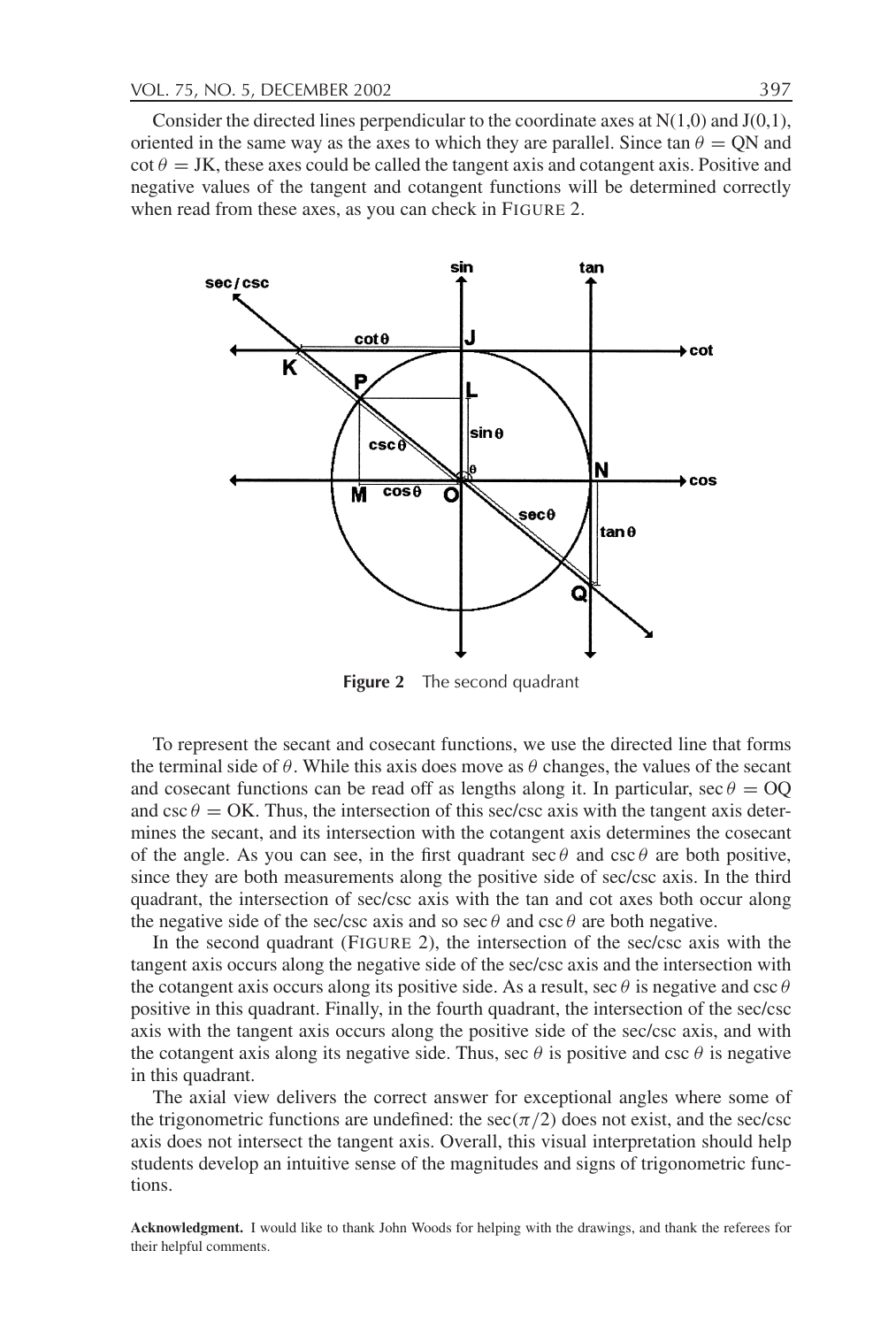Consider the directed lines perpendicular to the coordinate axes at N(1,0) and J(0,1), oriented in the same way as the axes to which they are parallel. Since $\tan\theta = \text{QN}$ and $\cot\theta = \text{JK}$, these axes could be called the tangent axis and cotangent axis. Positive and negative values of the tangent and cotangent functions will be determined correctly when read from these axes, as you can check in FIGURE 2.

sin

tan

sec/csc

cot θ

J

cot

K

P

L

sin θ

csc θ

θ

N

cos

M

cos θ

O

sec θ

tan θ

Q

**Figure 2** The second quadrant

To represent the secant and cosecant functions, we use the directed line that forms the terminal side of $\theta$. While this axis does move as $\theta$ changes, the values of the secant and cosecant functions can be read off as lengths along it. In particular, $\sec\theta = \text{OQ}$ and $\csc\theta = \text{OK}$. Thus, the intersection of this sec/csc axis with the tangent axis determines the secant, and its intersection with the cotangent axis determines the cosecant of the angle. As you can see, in the first quadrant $\sec\theta$ and $\csc\theta$ are both positive, since they are both measurements along the positive side of sec/csc axis. In the third quadrant, the intersection of sec/csc axis with the tan and cot axes both occur along the negative side of the sec/csc axis and so $\sec\theta$ and $\csc\theta$ are both negative.

In the second quadrant (FIGURE 2), the intersection of the sec/csc axis with the tangent axis occurs along the negative side of the sec/csc axis and the intersection with the cotangent axis occurs along its positive side. As a result, $\sec\theta$ is negative and $\csc\theta$ positive in this quadrant. Finally, in the fourth quadrant, the intersection of the sec/csc axis with the tangent axis occurs along the positive side of the sec/csc axis, and with the cotangent axis along its negative side. Thus, sec $\theta$ is positive and csc $\theta$ is negative in this quadrant.

The axial view delivers the correct answer for exceptional angles where some of the trigonometric functions are undefined: the $\sec(\pi/2)$ does not exist, and the sec/csc axis does not intersect the tangent axis. Overall, this visual interpretation should help students develop an intuitive sense of the magnitudes and signs of trigonometric functions.

**Acknowledgment.** I would like to thank John Woods for helping with the drawings, and thank the referees for their helpful comments.